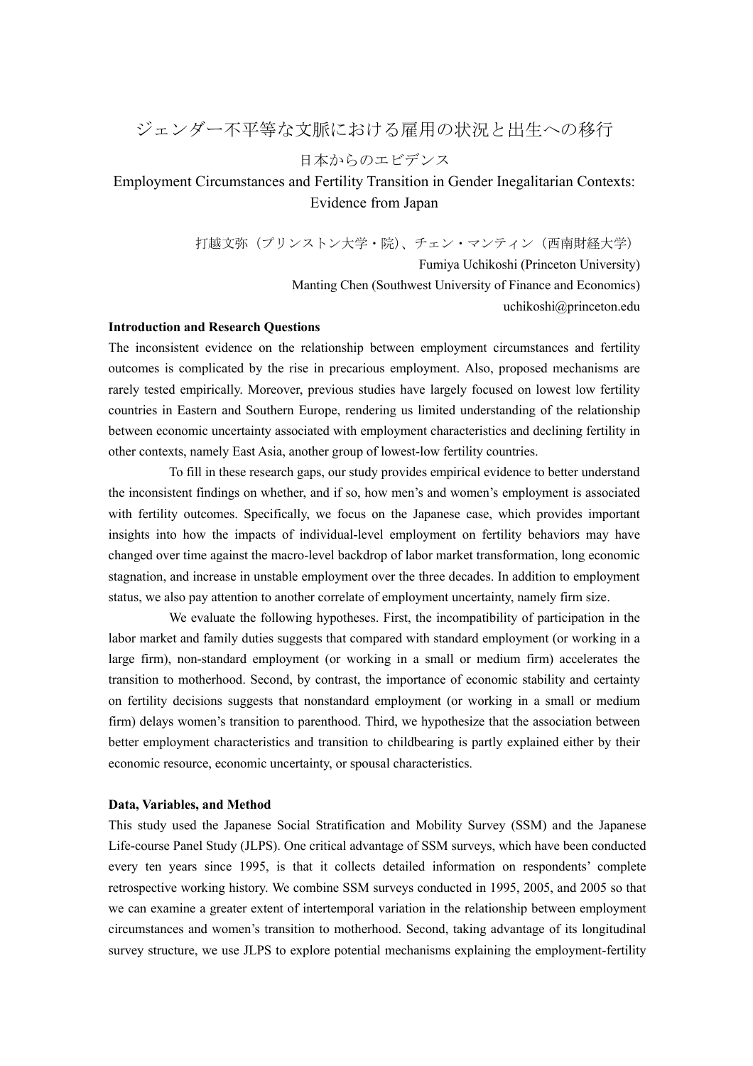# ジェンダー不平等な文脈における雇用の状況と出生への移行

## 日本からのエビデンス

## Employment Circumstances and Fertility Transition in Gender Inegalitarian Contexts: Evidence from Japan

打越文弥（プリンストン大学・院）、チェン・マンティン（西南財経大学）

Fumiya Uchikoshi (Princeton University)

Manting Chen (Southwest University of Finance and Economics)

uchikoshi@princeton.edu

**Introduction and Research Questions**

The inconsistent evidence on the relationship between employment circumstances and fertility outcomes is complicated by the rise in precarious employment. Also, proposed mechanisms are rarely tested empirically. Moreover, previous studies have largely focused on lowest low fertility countries in Eastern and Southern Europe, rendering us limited understanding of the relationship between economic uncertainty associated with employment characteristics and declining fertility in other contexts, namely East Asia, another group of lowest-low fertility countries.

To fill in these research gaps, our study provides empirical evidence to better understand the inconsistent findings on whether, and if so, how men's and women's employment is associated with fertility outcomes. Specifically, we focus on the Japanese case, which provides important insights into how the impacts of individual-level employment on fertility behaviors may have changed over time against the macro-level backdrop of labor market transformation, long economic stagnation, and increase in unstable employment over the three decades. In addition to employment status, we also pay attention to another correlate of employment uncertainty, namely firm size.

We evaluate the following hypotheses. First, the incompatibility of participation in the labor market and family duties suggests that compared with standard employment (or working in a large firm), non-standard employment (or working in a small or medium firm) accelerates the transition to motherhood. Second, by contrast, the importance of economic stability and certainty on fertility decisions suggests that nonstandard employment (or working in a small or medium firm) delays women's transition to parenthood. Third, we hypothesize that the association between better employment characteristics and transition to childbearing is partly explained either by their economic resource, economic uncertainty, or spousal characteristics.

**Data, Variables, and Method**

This study used the Japanese Social Stratification and Mobility Survey (SSM) and the Japanese Life-course Panel Study (JLPS). One critical advantage of SSM surveys, which have been conducted every ten years since 1995, is that it collects detailed information on respondents' complete retrospective working history. We combine SSM surveys conducted in 1995, 2005, and 2005 so that we can examine a greater extent of intertemporal variation in the relationship between employment circumstances and women's transition to motherhood. Second, taking advantage of its longitudinal survey structure, we use JLPS to explore potential mechanisms explaining the employment-fertility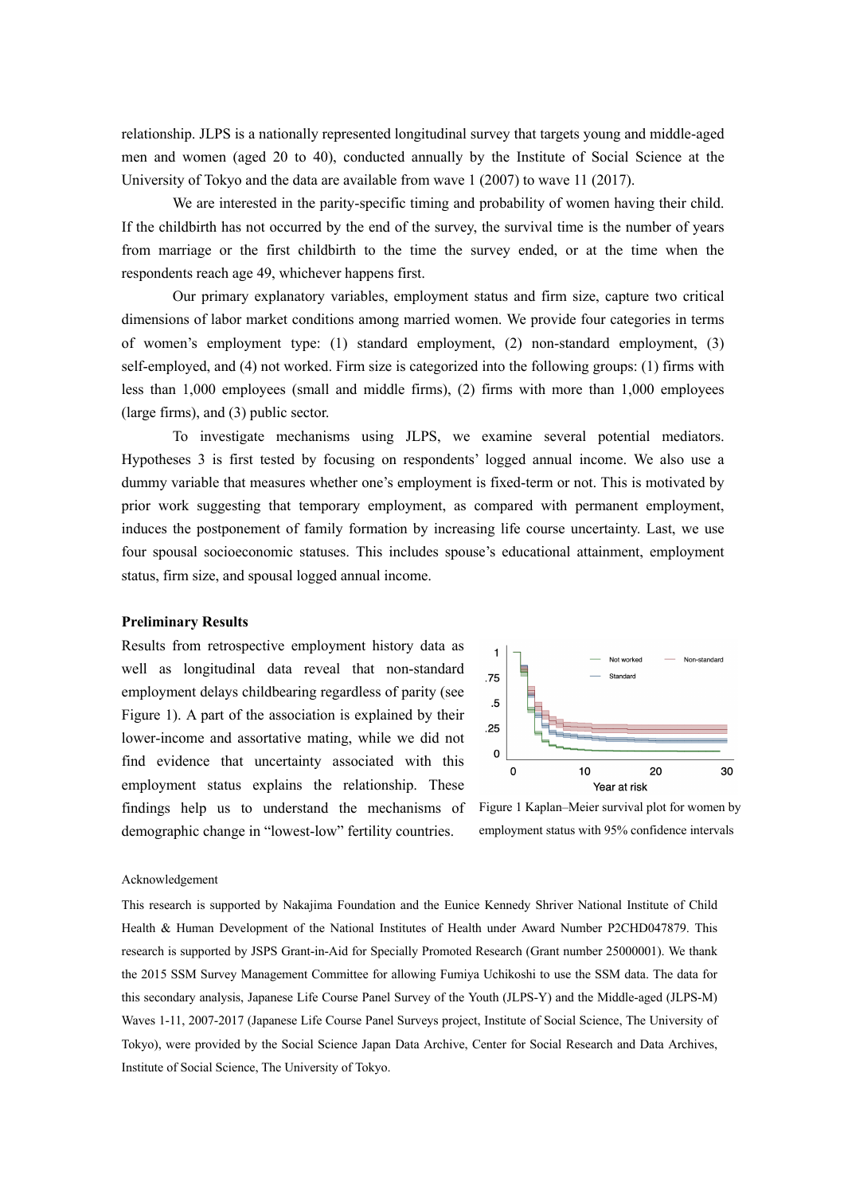relationship. JLPS is a nationally represented longitudinal survey that targets young and middle-aged men and women (aged 20 to 40), conducted annually by the Institute of Social Science at the University of Tokyo and the data are available from wave 1 (2007) to wave 11 (2017).

We are interested in the parity-specific timing and probability of women having their child. If the childbirth has not occurred by the end of the survey, the survival time is the number of years from marriage or the first childbirth to the time the survey ended, or at the time when the respondents reach age 49, whichever happens first.

Our primary explanatory variables, employment status and firm size, capture two critical dimensions of labor market conditions among married women. We provide four categories in terms of women's employment type: (1) standard employment, (2) non-standard employment, (3) self-employed, and (4) not worked. Firm size is categorized into the following groups: (1) firms with less than 1,000 employees (small and middle firms), (2) firms with more than 1,000 employees (large firms), and (3) public sector.

To investigate mechanisms using JLPS, we examine several potential mediators. Hypotheses 3 is first tested by focusing on respondents' logged annual income. We also use a dummy variable that measures whether one's employment is fixed-term or not. This is motivated by prior work suggesting that temporary employment, as compared with permanent employment, induces the postponement of family formation by increasing life course uncertainty. Last, we use four spousal socioeconomic statuses. This includes spouse's educational attainment, employment status, firm size, and spousal logged annual income.

**Preliminary Results**

Results from retrospective employment history data as well as longitudinal data reveal that non-standard employment delays childbearing regardless of parity (see Figure 1). A part of the association is explained by their lower-income and assortative mating, while we did not find evidence that uncertainty associated with this employment status explains the relationship. These findings help us to understand the mechanisms of demographic change in "lowest-low" fertility countries.

1
.75
.5
.25
0
0 10 20 30
Year at risk
Not worked
Non-standard
Standard

Figure 1 Kaplan–Meier survival plot for women by employment status with 95% confidence intervals

Acknowledgement

This research is supported by Nakajima Foundation and the Eunice Kennedy Shriver National Institute of Child Health & Human Development of the National Institutes of Health under Award Number P2CHD047879. This research is supported by JSPS Grant-in-Aid for Specially Promoted Research (Grant number 25000001). We thank the 2015 SSM Survey Management Committee for allowing Fumiya Uchikoshi to use the SSM data. The data for this secondary analysis, Japanese Life Course Panel Survey of the Youth (JLPS-Y) and the Middle-aged (JLPS-M) Waves 1-11, 2007-2017 (Japanese Life Course Panel Surveys project, Institute of Social Science, The University of Tokyo), were provided by the Social Science Japan Data Archive, Center for Social Research and Data Archives, Institute of Social Science, The University of Tokyo.